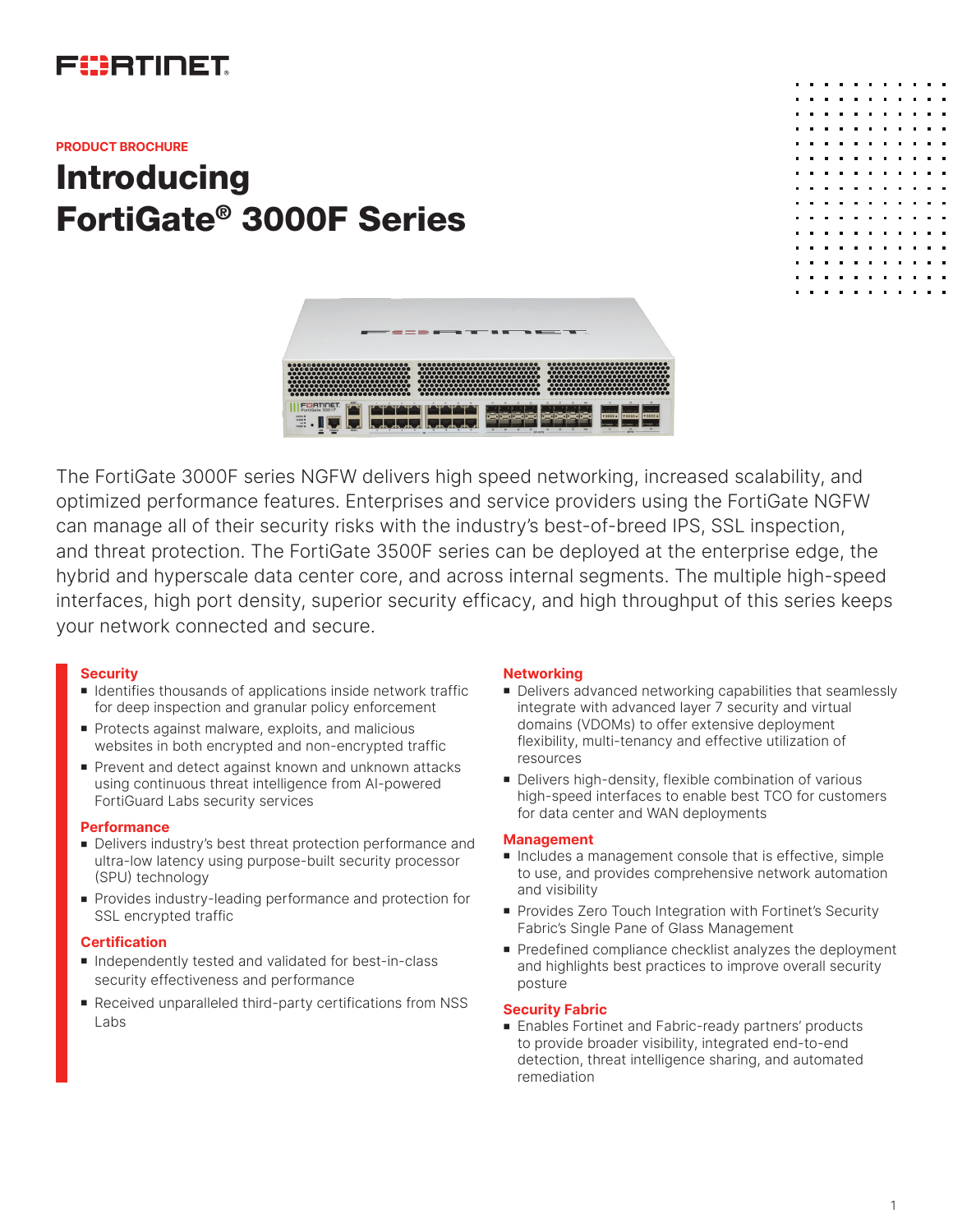PRODUCT BROCHURE

# Introducing FortiGate® 3000F Series

The FortiGate 3000F series NGFW delivers high speed networking, increased scalability, and optimized performance features. Enterprises and service providers using the FortiGate NGFW can manage all of their security risks with the industry's best-of-breed IPS, SSL inspection, and threat protection. The FortiGate 3500F series can be deployed at the enterprise edge, the hybrid and hyperscale data center core, and across internal segments. The multiple high-speed interfaces, high port density, superior security efficacy, and high throughput of this series keeps your network connected and secure.

### Security

- Identifies thousands of applications inside network traffic for deep inspection and granular policy enforcement
- Protects against malware, exploits, and malicious websites in both encrypted and non-encrypted traffic
- Prevent and detect against known and unknown attacks using continuous threat intelligence from AI-powered FortiGuard Labs security services

### Performance

- Delivers industry's best threat protection performance and ultra-low latency using purpose-built security processor (SPU) technology
- Provides industry-leading performance and protection for SSL encrypted traffic

### Certification

- Independently tested and validated for best-in-class security effectiveness and performance
- Received unparalleled third-party certifications from NSS Labs

### Networking

- Delivers advanced networking capabilities that seamlessly integrate with advanced layer 7 security and virtual domains (VDOMs) to offer extensive deployment flexibility, multi-tenancy and effective utilization of resources
- Delivers high-density, flexible combination of various high-speed interfaces to enable best TCO for customers for data center and WAN deployments

### Management

- Includes a management console that is effective, simple to use, and provides comprehensive network automation and visibility
- Provides Zero Touch Integration with Fortinet's Security Fabric's Single Pane of Glass Management
- Predefined compliance checklist analyzes the deployment and highlights best practices to improve overall security posture

### Security Fabric

- Enables Fortinet and Fabric-ready partners' products to provide broader visibility, integrated end-to-end detection, threat intelligence sharing, and automated remediation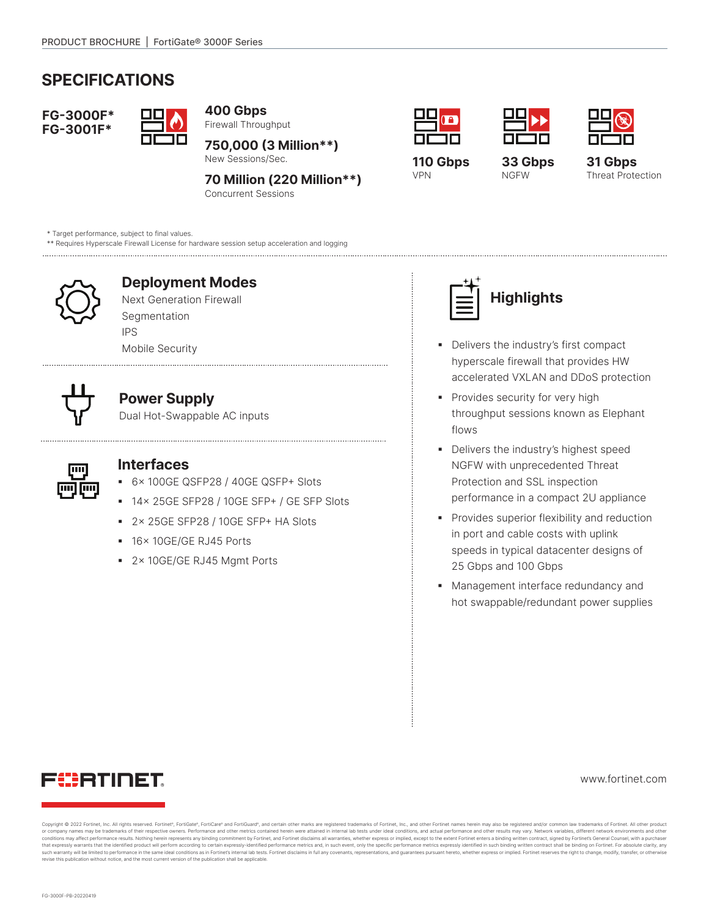## SPECIFICATIONS

**FG-3000F***
**FG-3001F***

**400 Gbps**
Firewall Throughput

**750,000 (3 Million**)**
New Sessions/Sec.

**70 Million (220 Million**)**
Concurrent Sessions

**110 Gbps**
VPN

**33 Gbps**
NGFW

**31 Gbps**
Threat Protection

* Target performance, subject to final values.
** Requires Hyperscale Firewall License for hardware session setup acceleration and logging

### Deployment Modes

Next Generation Firewall
Segmentation
IPS
Mobile Security

### Power Supply

Dual Hot-Swappable AC inputs

### Interfaces

- 6× 100GE QSFP28 / 40GE QSFP+ Slots
- 14× 25GE SFP28 / 10GE SFP+ / GE SFP Slots
- 2× 25GE SFP28 / 10GE SFP+ HA Slots
- 16× 10GE/GE RJ45 Ports
- 2× 10GE/GE RJ45 Mgmt Ports

### Highlights

- Delivers the industry's first compact hyperscale firewall that provides HW accelerated VXLAN and DDoS protection
- Provides security for very high throughput sessions known as Elephant flows
- Delivers the industry's highest speed NGFW with unprecedented Threat Protection and SSL inspection performance in a compact 2U appliance
- Provides superior flexibility and reduction in port and cable costs with uplink speeds in typical datacenter designs of 25 Gbps and 100 Gbps
- Management interface redundancy and hot swappable/redundant power supplies

www.fortinet.com

Copyright © 2022 Fortinet, Inc. All rights reserved. Fortinet®, FortiGate®, FortiCare® and FortiGuard®, and certain other marks are registered trademarks of Fortinet, Inc., and other Fortinet names herein may also be registered and/or common law trademarks of Fortinet. All other product or company names may be trademarks of their respective owners. Performance and other metrics contained herein were attained in internal lab tests under ideal conditions, and actual performance and other results may vary. Network variables, different network environments and other conditions may affect performance results. Nothing herein represents any binding commitment by Fortinet, and Fortinet disclaims all warranties, whether express or implied, except to the extent Fortinet enters a binding written contract, signed by Fortinet's General Counsel, with a purchaser that expressly warrants that the identified product will perform according to certain expressly-identified performance metrics and, in such event, only the specific performance metrics expressly identified in such binding written contract shall be binding on Fortinet. For absolute clarity, any such warranty will be limited to performance in the same ideal conditions as in Fortinet's internal lab tests. Fortinet disclaims in full any covenants, representations, and guarantees pursuant hereto, whether express or implied. Fortinet reserves the right to change, modify, transfer, or otherwise revise this publication without notice, and the most current version of the publication shall be applicable.

FG-3000F-PB-20220419